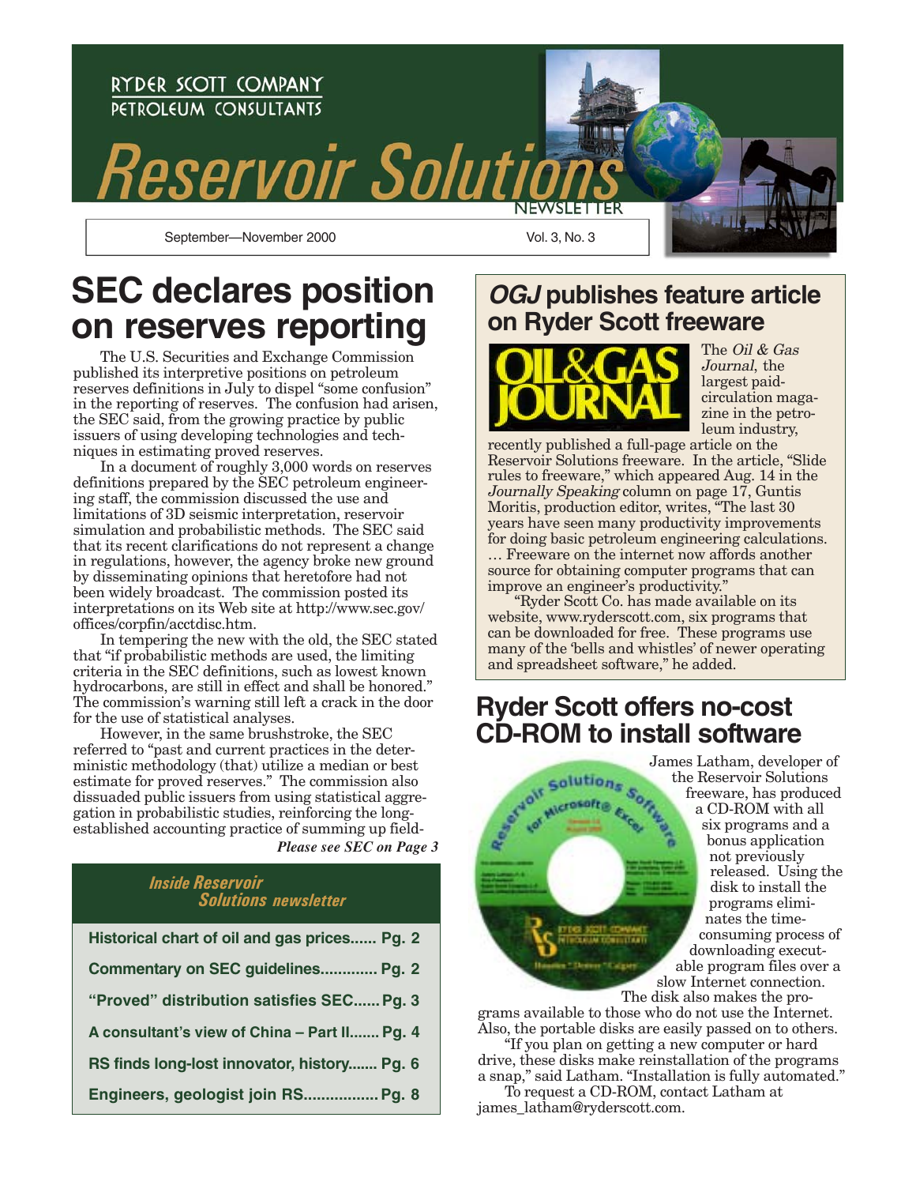RYDER SCOTT COMPANY
PETROLEUM CONSULTANTS

# Reservoir Solutions

NEWSLETTER

September—November 2000 | Vol. 3, No. 3

## SEC declares position on reserves reporting

The U.S. Securities and Exchange Commission published its interpretive positions on petroleum reserves definitions in July to dispel "some confusion" in the reporting of reserves. The confusion had arisen, the SEC said, from the growing practice by public issuers of using developing technologies and techniques in estimating proved reserves.

In a document of roughly 3,000 words on reserves definitions prepared by the SEC petroleum engineering staff, the commission discussed the use and limitations of 3D seismic interpretation, reservoir simulation and probabilistic methods. The SEC said that its recent clarifications do not represent a change in regulations, however, the agency broke new ground by disseminating opinions that heretofore had not been widely broadcast. The commission posted its interpretations on its Web site at http://www.sec.gov/offices/corpfin/acctdisc.htm.

In tempering the new with the old, the SEC stated that "if probabilistic methods are used, the limiting criteria in the SEC definitions, such as lowest known hydrocarbons, are still in effect and shall be honored." The commission's warning still left a crack in the door for the use of statistical analyses.

However, in the same brushstroke, the SEC referred to "past and current practices in the deterministic methodology (that) utilize a median or best estimate for proved reserves." The commission also dissuaded public issuers from using statistical aggregation in probabilistic studies, reinforcing the long-established accounting practice of summing up field-

***Please see SEC on Page 3***

### *Inside Reservoir Solutions newsletter*

- **Historical chart of oil and gas prices...... Pg. 2**
- **Commentary on SEC guidelines............. Pg. 2**
- **"Proved" distribution satisfies SEC...... Pg. 3**
- **A consultant's view of China – Part II....... Pg. 4**
- **RS finds long-lost innovator, history....... Pg. 6**
- **Engineers, geologist join RS................. Pg. 8**

## *OGJ* publishes feature article on Ryder Scott freeware

The *Oil & Gas Journal*, the largest paid-circulation magazine in the petroleum industry, recently published a full-page article on the Reservoir Solutions freeware. In the article, "Slide rules to freeware," which appeared Aug. 14 in the *Journally Speaking* column on page 17, Guntis Moritis, production editor, writes, "The last 30 years have seen many productivity improvements for doing basic petroleum engineering calculations. … Freeware on the internet now affords another source for obtaining computer programs that can improve an engineer's productivity."

"Ryder Scott Co. has made available on its website, www.ryderscott.com, six programs that can be downloaded for free. These programs use many of the 'bells and whistles' of newer operating and spreadsheet software," he added.

## Ryder Scott offers no-cost CD-ROM to install software

James Latham, developer of the Reservoir Solutions freeware, has produced a CD-ROM with all six programs and a bonus application not previously released. Using the disk to install the programs eliminates the time-consuming process of downloading executable program files over a slow Internet connection. The disk also makes the programs available to those who do not use the Internet. Also, the portable disks are easily passed on to others.

"If you plan on getting a new computer or hard drive, these disks make reinstallation of the programs a snap," said Latham. "Installation is fully automated."

To request a CD-ROM, contact Latham at james_latham@ryderscott.com.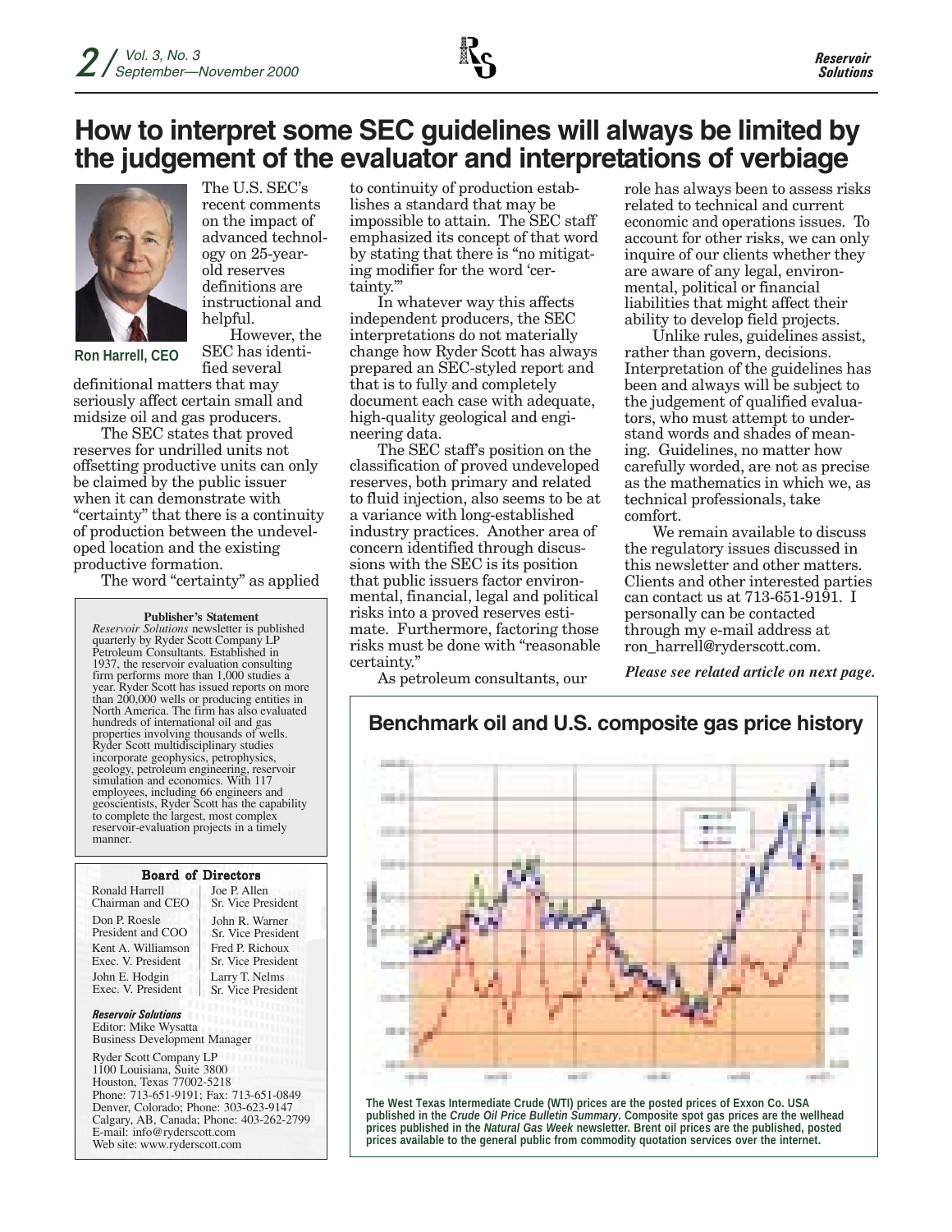# How to interpret some SEC guidelines will always be limited by the judgement of the evaluator and interpretations of verbiage

**Ron Harrell, CEO**

The U.S. SEC's recent comments on the impact of advanced technology on 25-year-old reserves definitions are instructional and helpful.

However, the SEC has identified several definitional matters that may seriously affect certain small and midsize oil and gas producers.

The SEC states that proved reserves for undrilled units not offsetting productive units can only be claimed by the public issuer when it can demonstrate with "certainty" that there is a continuity of production between the undeveloped location and the existing productive formation.

The word "certainty" as applied to continuity of production establishes a standard that may be impossible to attain. The SEC staff emphasized its concept of that word by stating that there is "no mitigating modifier for the word 'certainty.'"

In whatever way this affects independent producers, the SEC interpretations do not materially change how Ryder Scott has always prepared an SEC-styled report and that is to fully and completely document each case with adequate, high-quality geological and engineering data.

The SEC staff's position on the classification of proved undeveloped reserves, both primary and related to fluid injection, also seems to be at a variance with long-established industry practices. Another area of concern identified through discussions with the SEC is its position that public issuers factor environmental, financial, legal and political risks into a proved reserves estimate. Furthermore, factoring those risks must be done with "reasonable certainty."

As petroleum consultants, our role has always been to assess risks related to technical and current economic and operations issues. To account for other risks, we can only inquire of our clients whether they are aware of any legal, environmental, political or financial liabilities that might affect their ability to develop field projects.

Unlike rules, guidelines assist, rather than govern, decisions. Interpretation of the guidelines has been and always will be subject to the judgement of qualified evaluators, who must attempt to understand words and shades of meaning. Guidelines, no matter how carefully worded, are not as precise as the mathematics in which we, as technical professionals, take comfort.

We remain available to discuss the regulatory issues discussed in this newsletter and other matters. Clients and other interested parties can contact us at 713-651-9191. I personally can be contacted through my e-mail address at ron_harrell@ryderscott.com.

*Please see related article on next page.*

## Benchmark oil and U.S. composite gas price history

The West Texas Intermediate Crude (WTI) prices are the posted prices of Exxon Co. USA published in the *Crude Oil Price Bulletin Summary*. Composite spot gas prices are the wellhead prices published in the *Natural Gas Week* newsletter. Brent oil prices are the published, posted prices available to the general public from commodity quotation services over the internet.

**Publisher's Statement**

*Reservoir Solutions* newsletter is published quarterly by Ryder Scott Company LP Petroleum Consultants. Established in 1937, the reservoir evaluation consulting firm performs more than 1,000 studies a year. Ryder Scott has issued reports on more than 200,000 wells or producing entities in North America. The firm has also evaluated hundreds of international oil and gas properties involving thousands of wells. Ryder Scott multidisciplinary studies incorporate geophysics, petrophysics, geology, petroleum engineering, reservoir simulation and economics. With 117 employees, including 66 engineers and geoscientists, Ryder Scott has the capability to complete the largest, most complex reservoir-evaluation projects in a timely manner.

**Board of Directors**

| | |
|---|---|
| Ronald Harrell, Chairman and CEO | Joe P. Allen, Sr. Vice President |
| Don P. Roesle, President and COO | John R. Warner, Sr. Vice President |
| Kent A. Williamson, Exec. V. President | Fred P. Richoux, Sr. Vice President |
| John E. Hodgin, Exec. V. President | Larry T. Nelms, Sr. Vice President |

***Reservoir Solutions***
Editor: Mike Wysatta
Business Development Manager

Ryder Scott Company LP
1100 Louisiana, Suite 3800
Houston, Texas 77002-5218
Phone: 713-651-9191; Fax: 713-651-0849
Denver, Colorado; Phone: 303-623-9147
Calgary, AB, Canada; Phone: 403-262-2799
E-mail: info@ryderscott.com
Web site: www.ryderscott.com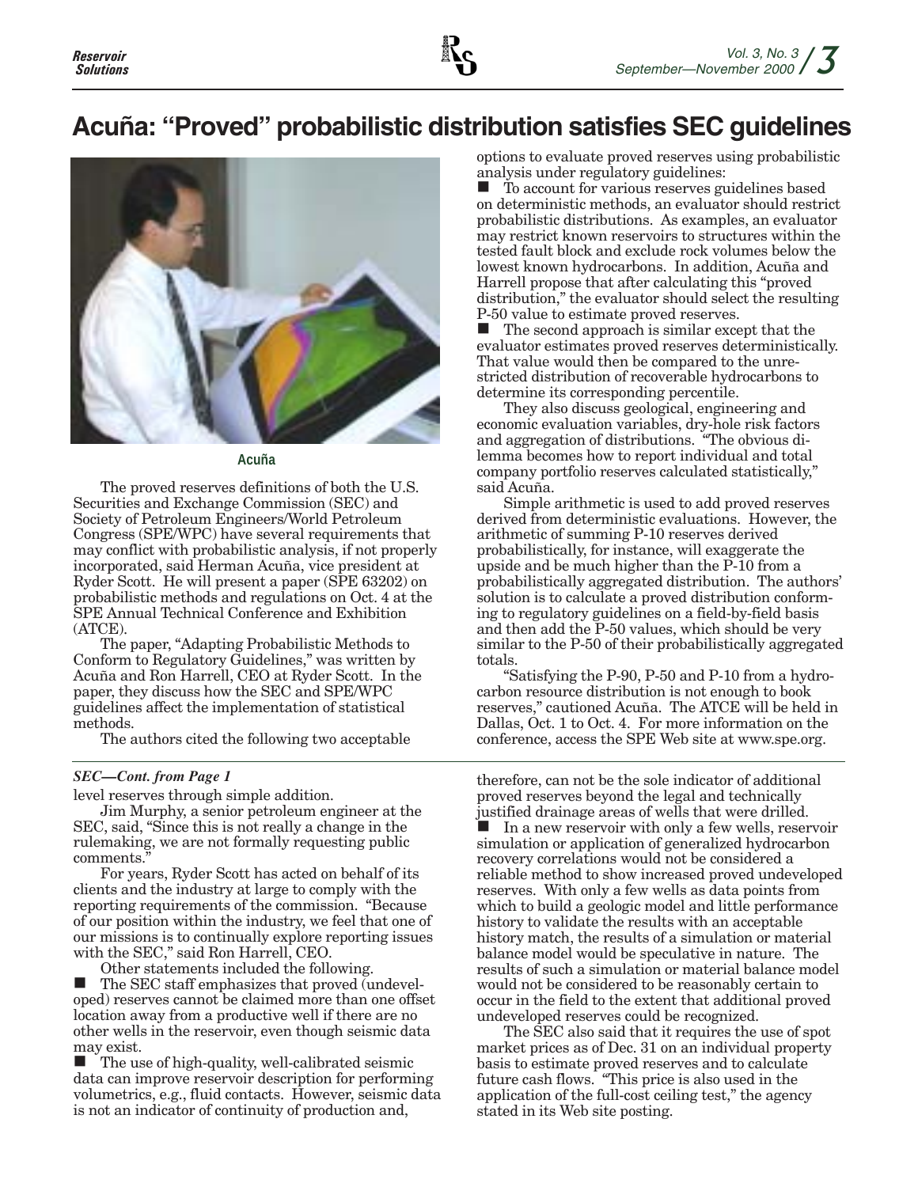# Acuña: "Proved" probabilistic distribution satisfies SEC guidelines

Acuña

The proved reserves definitions of both the U.S. Securities and Exchange Commission (SEC) and Society of Petroleum Engineers/World Petroleum Congress (SPE/WPC) have several requirements that may conflict with probabilistic analysis, if not properly incorporated, said Herman Acuña, vice president at Ryder Scott. He will present a paper (SPE 63202) on probabilistic methods and regulations on Oct. 4 at the SPE Annual Technical Conference and Exhibition (ATCE).

The paper, "Adapting Probabilistic Methods to Conform to Regulatory Guidelines," was written by Acuña and Ron Harrell, CEO at Ryder Scott. In the paper, they discuss how the SEC and SPE/WPC guidelines affect the implementation of statistical methods.

The authors cited the following two acceptable options to evaluate proved reserves using probabilistic analysis under regulatory guidelines:

- To account for various reserves guidelines based on deterministic methods, an evaluator should restrict probabilistic distributions. As examples, an evaluator may restrict known reservoirs to structures within the tested fault block and exclude rock volumes below the lowest known hydrocarbons. In addition, Acuña and Harrell propose that after calculating this "proved distribution," the evaluator should select the resulting P-50 value to estimate proved reserves.
- The second approach is similar except that the evaluator estimates proved reserves deterministically. That value would then be compared to the unrestricted distribution of recoverable hydrocarbons to determine its corresponding percentile.

They also discuss geological, engineering and economic evaluation variables, dry-hole risk factors and aggregation of distributions. "The obvious dilemma becomes how to report individual and total company portfolio reserves calculated statistically," said Acuña.

Simple arithmetic is used to add proved reserves derived from deterministic evaluations. However, the arithmetic of summing P-10 reserves derived probabilistically, for instance, will exaggerate the upside and be much higher than the P-10 from a probabilistically aggregated distribution. The authors' solution is to calculate a proved distribution conforming to regulatory guidelines on a field-by-field basis and then add the P-50 values, which should be very similar to the P-50 of their probabilistically aggregated totals.

"Satisfying the P-90, P-50 and P-10 from a hydrocarbon resource distribution is not enough to book reserves," cautioned Acuña. The ATCE will be held in Dallas, Oct. 1 to Oct. 4. For more information on the conference, access the SPE Web site at www.spe.org.

---

*SEC—Cont. from Page 1*

level reserves through simple addition.

Jim Murphy, a senior petroleum engineer at the SEC, said, "Since this is not really a change in the rulemaking, we are not formally requesting public comments."

For years, Ryder Scott has acted on behalf of its clients and the industry at large to comply with the reporting requirements of the commission. "Because of our position within the industry, we feel that one of our missions is to continually explore reporting issues with the SEC," said Ron Harrell, CEO.

Other statements included the following.

- The SEC staff emphasizes that proved (undeveloped) reserves cannot be claimed more than one offset location away from a productive well if there are no other wells in the reservoir, even though seismic data may exist.
- The use of high-quality, well-calibrated seismic data can improve reservoir description for performing volumetrics, e.g., fluid contacts. However, seismic data is not an indicator of continuity of production and, therefore, can not be the sole indicator of additional proved reserves beyond the legal and technically justified drainage areas of wells that were drilled.
- In a new reservoir with only a few wells, reservoir simulation or application of generalized hydrocarbon recovery correlations would not be considered a reliable method to show increased proved undeveloped reserves. With only a few wells as data points from which to build a geologic model and little performance history to validate the results with an acceptable history match, the results of a simulation or material balance model would be speculative in nature. The results of such a simulation or material balance model would not be considered to be reasonably certain to occur in the field to the extent that additional proved undeveloped reserves could be recognized.

The SEC also said that it requires the use of spot market prices as of Dec. 31 on an individual property basis to estimate proved reserves and to calculate future cash flows. "This price is also used in the application of the full-cost ceiling test," the agency stated in its Web site posting.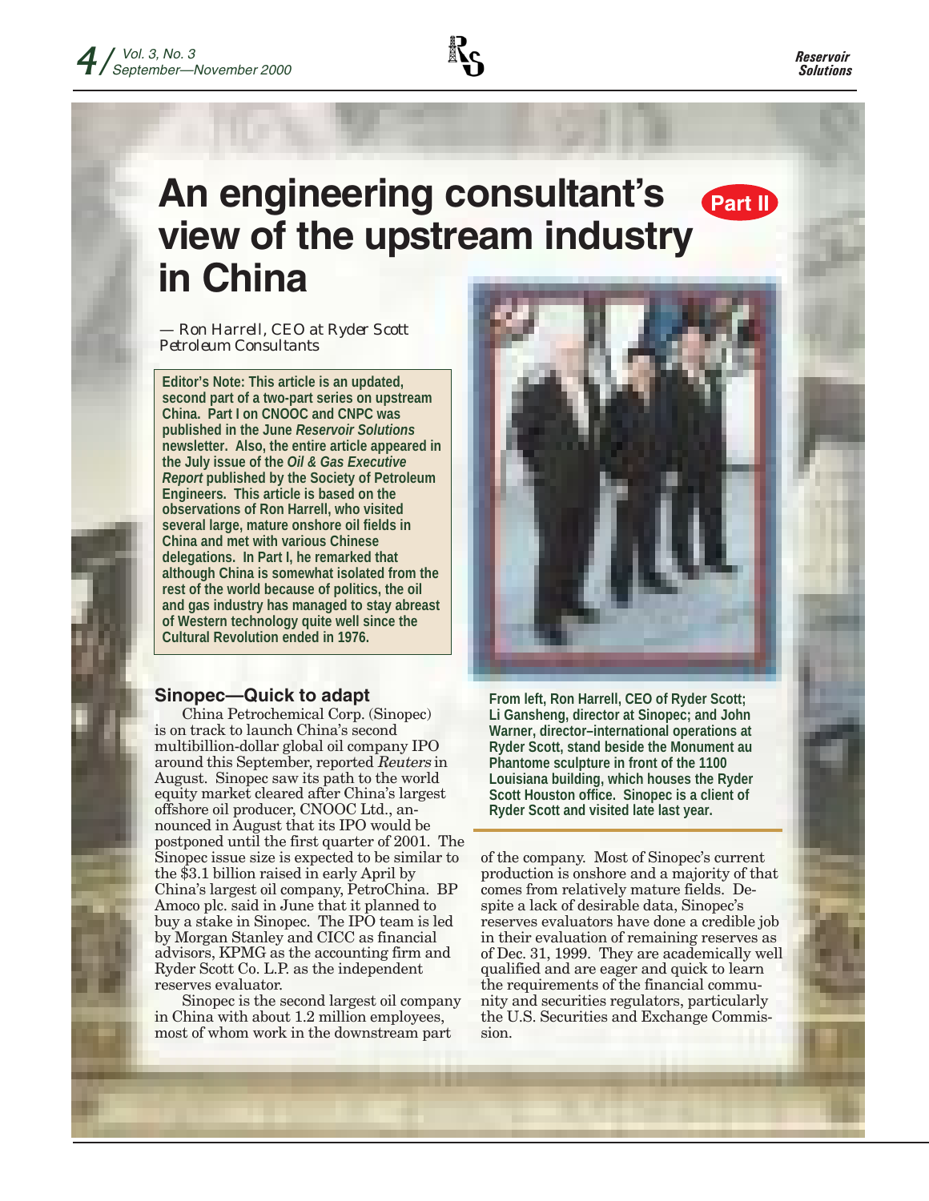# An engineering consultant's view of the upstream industry in China

**Part II**

*— Ron Harrell, CEO at Ryder Scott Petroleum Consultants*

**Editor's Note: This article is an updated, second part of a two-part series on upstream China. Part I on CNOOC and CNPC was published in the June *Reservoir Solutions* newsletter. Also, the entire article appeared in the July issue of the *Oil & Gas Executive Report* published by the Society of Petroleum Engineers. This article is based on the observations of Ron Harrell, who visited several large, mature onshore oil fields in China and met with various Chinese delegations. In Part I, he remarked that although China is somewhat isolated from the rest of the world because of politics, the oil and gas industry has managed to stay abreast of Western technology quite well since the Cultural Revolution ended in 1976.**

**From left, Ron Harrell, CEO of Ryder Scott; Li Gansheng, director at Sinopec; and John Warner, director–international operations at Ryder Scott, stand beside the Monument au Phantome sculpture in front of the 1100 Louisiana building, which houses the Ryder Scott Houston office. Sinopec is a client of Ryder Scott and visited late last year.**

## Sinopec—Quick to adapt

China Petrochemical Corp. (Sinopec) is on track to launch China's second multibillion-dollar global oil company IPO around this September, reported *Reuters* in August. Sinopec saw its path to the world equity market cleared after China's largest offshore oil producer, CNOOC Ltd., announced in August that its IPO would be postponed until the first quarter of 2001. The Sinopec issue size is expected to be similar to the $3.1 billion raised in early April by China's largest oil company, PetroChina. BP Amoco plc. said in June that it planned to buy a stake in Sinopec. The IPO team is led by Morgan Stanley and CICC as financial advisors, KPMG as the accounting firm and Ryder Scott Co. L.P. as the independent reserves evaluator.

Sinopec is the second largest oil company in China with about 1.2 million employees, most of whom work in the downstream part of the company. Most of Sinopec's current production is onshore and a majority of that comes from relatively mature fields. Despite a lack of desirable data, Sinopec's reserves evaluators have done a credible job in their evaluation of remaining reserves as of Dec. 31, 1999. They are academically well qualified and are eager and quick to learn the requirements of the financial community and securities regulators, particularly the U.S. Securities and Exchange Commission.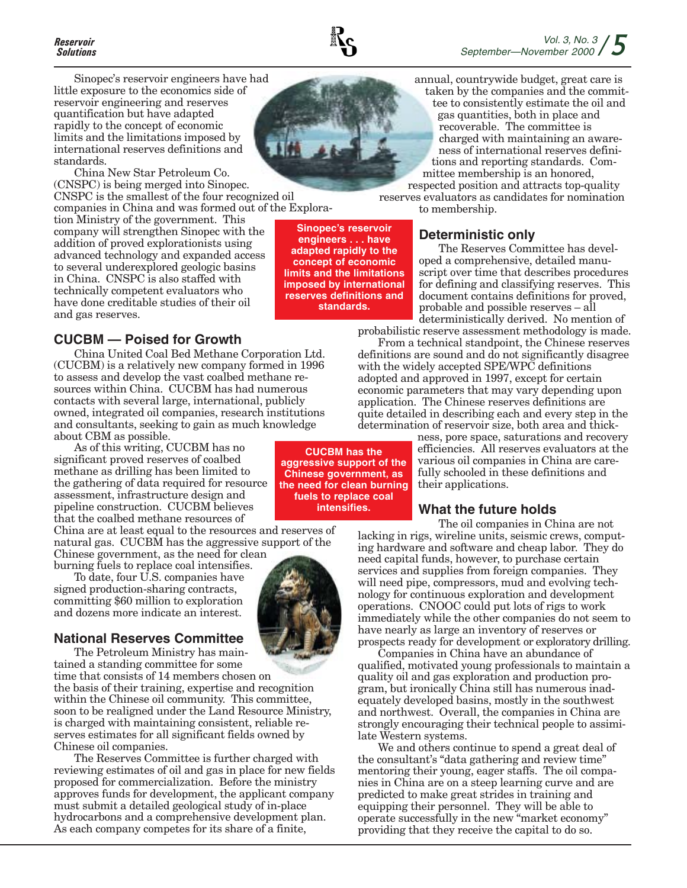Sinopec's reservoir engineers have had little exposure to the economics side of reservoir engineering and reserves quantification but have adapted rapidly to the concept of economic limits and the limitations imposed by international reserves definitions and standards.

China New Star Petroleum Co. (CNSPC) is being merged into Sinopec. CNSPC is the smallest of the four recognized oil companies in China and was formed out of the Exploration Ministry of the government. This company will strengthen Sinopec with the addition of proved explorationists using advanced technology and expanded access to several underexplored geologic basins in China. CNSPC is also staffed with technically competent evaluators who have done creditable studies of their oil and gas reserves.

**Sinopec's reservoir engineers . . . have adapted rapidly to the concept of economic limits and the limitations imposed by international reserves definitions and standards.**

## CUCBM — Poised for Growth

China United Coal Bed Methane Corporation Ltd. (CUCBM) is a relatively new company formed in 1996 to assess and develop the vast coalbed methane resources within China. CUCBM has had numerous contacts with several large, international, publicly owned, integrated oil companies, research institutions and consultants, seeking to gain as much knowledge about CBM as possible.

As of this writing, CUCBM has no significant proved reserves of coalbed methane as drilling has been limited to the gathering of data required for resource assessment, infrastructure design and pipeline construction. CUCBM believes that the coalbed methane resources of China are at least equal to the resources and reserves of natural gas. CUCBM has the aggressive support of the Chinese government, as the need for clean burning fuels to replace coal intensifies.

**CUCBM has the aggressive support of the Chinese government, as the need for clean burning fuels to replace coal intensifies.**

To date, four U.S. companies have signed production-sharing contracts, committing $60 million to exploration and dozens more indicate an interest.

## National Reserves Committee

The Petroleum Ministry has maintained a standing committee for some time that consists of 14 members chosen on the basis of their training, expertise and recognition within the Chinese oil community. This committee, soon to be realigned under the Land Resource Ministry, is charged with maintaining consistent, reliable reserves estimates for all significant fields owned by Chinese oil companies.

The Reserves Committee is further charged with reviewing estimates of oil and gas in place for new fields proposed for commercialization. Before the ministry approves funds for development, the applicant company must submit a detailed geological study of in-place hydrocarbons and a comprehensive development plan. As each company competes for its share of a finite, annual, countrywide budget, great care is taken by the companies and the committee to consistently estimate the oil and gas quantities, both in place and recoverable. The committee is charged with maintaining an awareness of international reserves definitions and reporting standards. Committee membership is an honored, respected position and attracts top-quality reserves evaluators as candidates for nomination to membership.

## Deterministic only

The Reserves Committee has developed a comprehensive, detailed manuscript over time that describes procedures for defining and classifying reserves. This document contains definitions for proved, probable and possible reserves – all deterministically derived. No mention of probabilistic reserve assessment methodology is made.

From a technical standpoint, the Chinese reserves definitions are sound and do not significantly disagree with the widely accepted SPE/WPC definitions adopted and approved in 1997, except for certain economic parameters that may vary depending upon application. The Chinese reserves definitions are quite detailed in describing each and every step in the determination of reservoir size, both area and thickness, pore space, saturations and recovery efficiencies. All reserves evaluators at the various oil companies in China are carefully schooled in these definitions and their applications.

## What the future holds

The oil companies in China are not lacking in rigs, wireline units, seismic crews, computing hardware and software and cheap labor. They do need capital funds, however, to purchase certain services and supplies from foreign companies. They will need pipe, compressors, mud and evolving technology for continuous exploration and development operations. CNOOC could put lots of rigs to work immediately while the other companies do not seem to have nearly as large an inventory of reserves or prospects ready for development or exploratory drilling.

Companies in China have an abundance of qualified, motivated young professionals to maintain a quality oil and gas exploration and production program, but ironically China still has numerous inadequately developed basins, mostly in the southwest and northwest. Overall, the companies in China are strongly encouraging their technical people to assimilate Western systems.

We and others continue to spend a great deal of the consultant's "data gathering and review time" mentoring their young, eager staffs. The oil companies in China are on a steep learning curve and are predicted to make great strides in training and equipping their personnel. They will be able to operate successfully in the new "market economy" providing that they receive the capital to do so.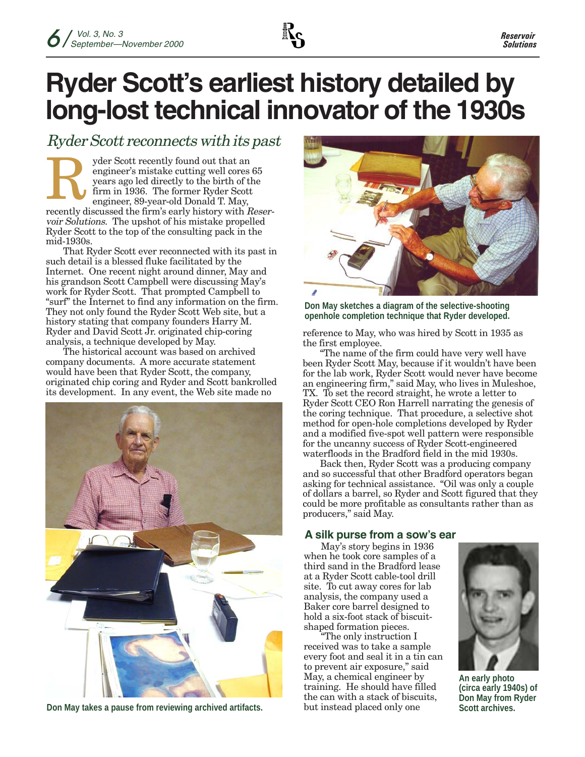# Ryder Scott's earliest history detailed by long-lost technical innovator of the 1930s

## *Ryder Scott reconnects with its past*

Ryder Scott recently found out that an engineer's mistake cutting well cores 65 years ago led directly to the birth of the firm in 1936. The former Ryder Scott engineer, 89-year-old Donald T. May, recently discussed the firm's early history with *Reservoir Solutions*. The upshot of his mistake propelled Ryder Scott to the top of the consulting pack in the mid-1930s.

That Ryder Scott ever reconnected with its past in such detail is a blessed fluke facilitated by the Internet. One recent night around dinner, May and his grandson Scott Campbell were discussing May's work for Ryder Scott. That prompted Campbell to "surf" the Internet to find any information on the firm. They not only found the Ryder Scott Web site, but a history stating that company founders Harry M. Ryder and David Scott Jr. originated chip-coring analysis, a technique developed by May.

The historical account was based on archived company documents. A more accurate statement would have been that Ryder Scott, the company, originated chip coring and Ryder and Scott bankrolled its development. In any event, the Web site made no reference to May, who was hired by Scott in 1935 as the first employee.

Don May takes a pause from reviewing archived artifacts.

Don May sketches a diagram of the selective-shooting openhole completion technique that Ryder developed.

"The name of the firm could have very well have been Ryder Scott May, because if it wouldn't have been for the lab work, Ryder Scott would never have become an engineering firm," said May, who lives in Muleshoe, TX. To set the record straight, he wrote a letter to Ryder Scott CEO Ron Harrell narrating the genesis of the coring technique. That procedure, a selective shot method for open-hole completions developed by Ryder and a modified five-spot well pattern were responsible for the uncanny success of Ryder Scott-engineered waterfloods in the Bradford field in the mid 1930s.

Back then, Ryder Scott was a producing company and so successful that other Bradford operators began asking for technical assistance. "Oil was only a couple of dollars a barrel, so Ryder and Scott figured that they could be more profitable as consultants rather than as producers," said May.

### A silk purse from a sow's ear

May's story begins in 1936 when he took core samples of a third sand in the Bradford lease at a Ryder Scott cable-tool drill site. To cut away cores for lab analysis, the company used a Baker core barrel designed to hold a six-foot stack of biscuit-shaped formation pieces.

"The only instruction I received was to take a sample every foot and seal it in a tin can to prevent air exposure," said May, a chemical engineer by training. He should have filled the can with a stack of biscuits, but instead placed only one

An early photo (circa early 1940s) of Don May from Ryder Scott archives.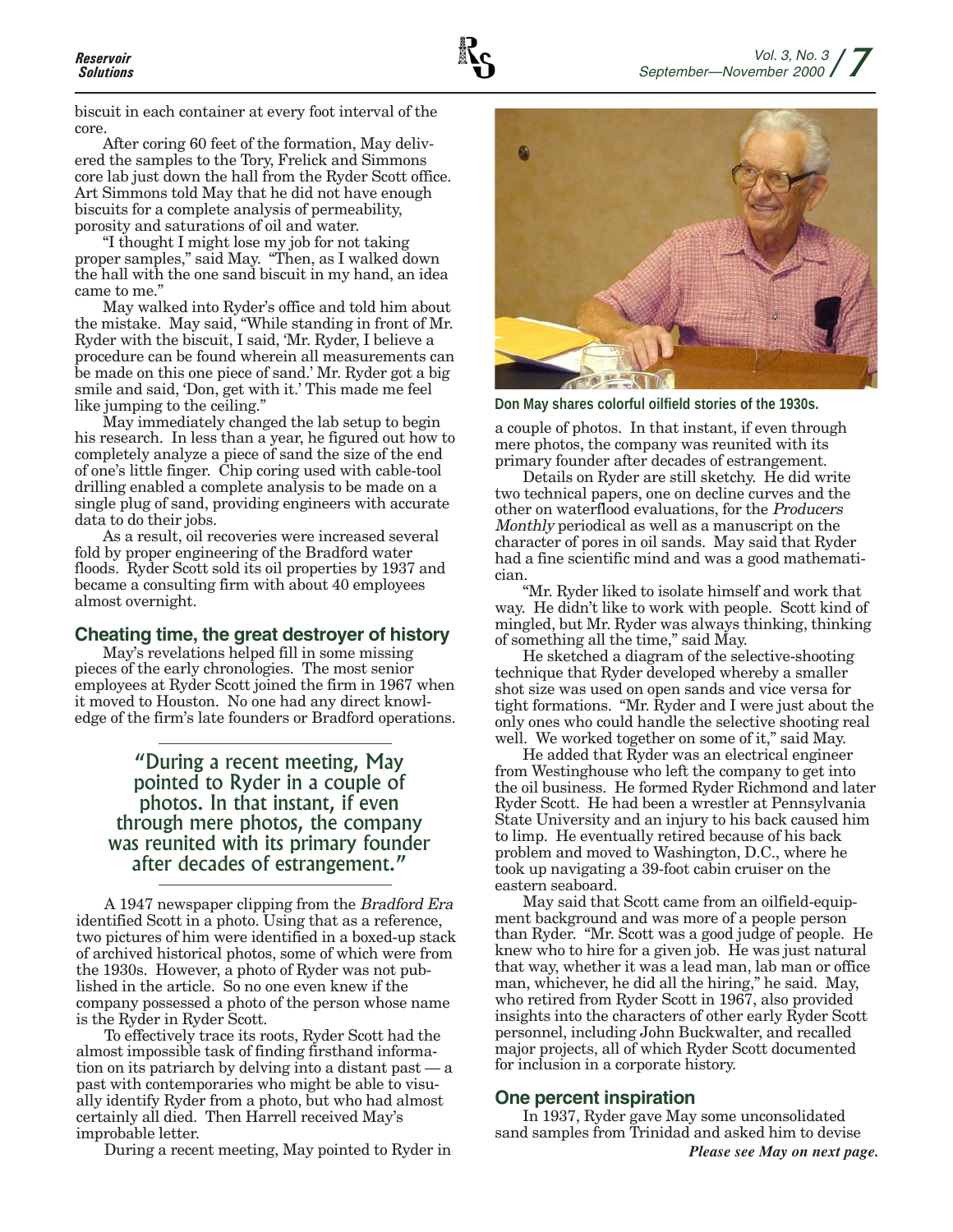biscuit in each container at every foot interval of the core.

After coring 60 feet of the formation, May delivered the samples to the Tory, Frelick and Simmons core lab just down the hall from the Ryder Scott office. Art Simmons told May that he did not have enough biscuits for a complete analysis of permeability, porosity and saturations of oil and water.

"I thought I might lose my job for not taking proper samples," said May. "Then, as I walked down the hall with the one sand biscuit in my hand, an idea came to me."

May walked into Ryder's office and told him about the mistake. May said, "While standing in front of Mr. Ryder with the biscuit, I said, 'Mr. Ryder, I believe a procedure can be found wherein all measurements can be made on this one piece of sand.' Mr. Ryder got a big smile and said, 'Don, get with it.' This made me feel like jumping to the ceiling."

May immediately changed the lab setup to begin his research. In less than a year, he figured out how to completely analyze a piece of sand the size of the end of one's little finger. Chip coring used with cable-tool drilling enabled a complete analysis to be made on a single plug of sand, providing engineers with accurate data to do their jobs.

As a result, oil recoveries were increased several fold by proper engineering of the Bradford water floods. Ryder Scott sold its oil properties by 1937 and became a consulting firm with about 40 employees almost overnight.

## Cheating time, the great destroyer of history

May's revelations helped fill in some missing pieces of the early chronologies. The most senior employees at Ryder Scott joined the firm in 1967 when it moved to Houston. No one had any direct knowledge of the firm's late founders or Bradford operations.

> "During a recent meeting, May pointed to Ryder in a couple of photos. In that instant, if even through mere photos, the company was reunited with its primary founder after decades of estrangement."

A 1947 newspaper clipping from the *Bradford Era* identified Scott in a photo. Using that as a reference, two pictures of him were identified in a boxed-up stack of archived historical photos, some of which were from the 1930s. However, a photo of Ryder was not published in the article. So no one even knew if the company possessed a photo of the person whose name is the Ryder in Ryder Scott.

To effectively trace its roots, Ryder Scott had the almost impossible task of finding firsthand information on its patriarch by delving into a distant past — a past with contemporaries who might be able to visually identify Ryder from a photo, but who had almost certainly all died. Then Harrell received May's improbable letter.

During a recent meeting, May pointed to Ryder in a couple of photos. In that instant, if even through mere photos, the company was reunited with its primary founder after decades of estrangement.

**Don May shares colorful oilfield stories of the 1930s.**

Details on Ryder are still sketchy. He did write two technical papers, one on decline curves and the other on waterflood evaluations, for the *Producers Monthly* periodical as well as a manuscript on the character of pores in oil sands. May said that Ryder had a fine scientific mind and was a good mathematician.

"Mr. Ryder liked to isolate himself and work that way. He didn't like to work with people. Scott kind of mingled, but Mr. Ryder was always thinking, thinking of something all the time," said May.

He sketched a diagram of the selective-shooting technique that Ryder developed whereby a smaller shot size was used on open sands and vice versa for tight formations. "Mr. Ryder and I were just about the only ones who could handle the selective shooting real well. We worked together on some of it," said May.

He added that Ryder was an electrical engineer from Westinghouse who left the company to get into the oil business. He formed Ryder Richmond and later Ryder Scott. He had been a wrestler at Pennsylvania State University and an injury to his back caused him to limp. He eventually retired because of his back problem and moved to Washington, D.C., where he took up navigating a 39-foot cabin cruiser on the eastern seaboard.

May said that Scott came from an oilfield-equipment background and was more of a people person than Ryder. "Mr. Scott was a good judge of people. He knew who to hire for a given job. He was just natural that way, whether it was a lead man, lab man or office man, whichever, he did all the hiring," he said. May, who retired from Ryder Scott in 1967, also provided insights into the characters of other early Ryder Scott personnel, including John Buckwalter, and recalled major projects, all of which Ryder Scott documented for inclusion in a corporate history.

## One percent inspiration

In 1937, Ryder gave May some unconsolidated sand samples from Trinidad and asked him to devise

***Please see May on next page.***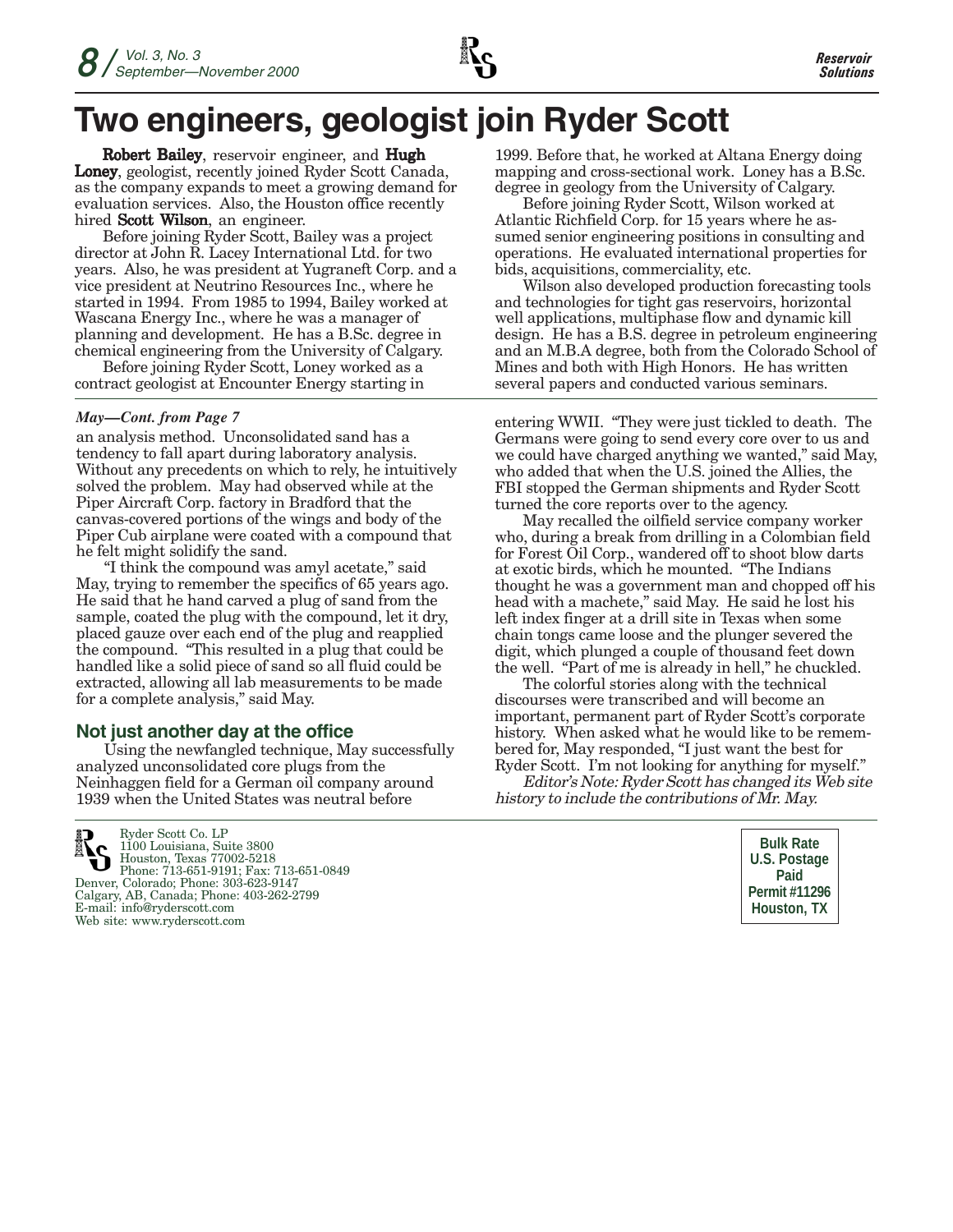# Two engineers, geologist join Ryder Scott

**Robert Bailey**, reservoir engineer, and **Hugh Loney**, geologist, recently joined Ryder Scott Canada, as the company expands to meet a growing demand for evaluation services. Also, the Houston office recently hired **Scott Wilson**, an engineer.

Before joining Ryder Scott, Bailey was a project director at John R. Lacey International Ltd. for two years. Also, he was president at Yugraneft Corp. and a vice president at Neutrino Resources Inc., where he started in 1994. From 1985 to 1994, Bailey worked at Wascana Energy Inc., where he was a manager of planning and development. He has a B.Sc. degree in chemical engineering from the University of Calgary.

Before joining Ryder Scott, Loney worked as a contract geologist at Encounter Energy starting in 1999. Before that, he worked at Altana Energy doing mapping and cross-sectional work. Loney has a B.Sc. degree in geology from the University of Calgary.

Before joining Ryder Scott, Wilson worked at Atlantic Richfield Corp. for 15 years where he assumed senior engineering positions in consulting and operations. He evaluated international properties for bids, acquisitions, commerciality, etc.

Wilson also developed production forecasting tools and technologies for tight gas reservoirs, horizontal well applications, multiphase flow and dynamic kill design. He has a B.S. degree in petroleum engineering and an M.B.A degree, both from the Colorado School of Mines and both with High Honors. He has written several papers and conducted various seminars.

---

***May—Cont. from Page 7***

an analysis method. Unconsolidated sand has a tendency to fall apart during laboratory analysis. Without any precedents on which to rely, he intuitively solved the problem. May had observed while at the Piper Aircraft Corp. factory in Bradford that the canvas-covered portions of the wings and body of the Piper Cub airplane were coated with a compound that he felt might solidify the sand.

"I think the compound was amyl acetate," said May, trying to remember the specifics of 65 years ago. He said that he hand carved a plug of sand from the sample, coated the plug with the compound, let it dry, placed gauze over each end of the plug and reapplied the compound. "This resulted in a plug that could be handled like a solid piece of sand so all fluid could be extracted, allowing all lab measurements to be made for a complete analysis," said May.

## Not just another day at the office

Using the newfangled technique, May successfully analyzed unconsolidated core plugs from the Neinhaggen field for a German oil company around 1939 when the United States was neutral before entering WWII. "They were just tickled to death. The Germans were going to send every core over to us and we could have charged anything we wanted," said May, who added that when the U.S. joined the Allies, the FBI stopped the German shipments and Ryder Scott turned the core reports over to the agency.

May recalled the oilfield service company worker who, during a break from drilling in a Colombian field for Forest Oil Corp., wandered off to shoot blow darts at exotic birds, which he mounted. "The Indians thought he was a government man and chopped off his head with a machete," said May. He said he lost his left index finger at a drill site in Texas when some chain tongs came loose and the plunger severed the digit, which plunged a couple of thousand feet down the well. "Part of me is already in hell," he chuckled.

The colorful stories along with the technical discourses were transcribed and will become an important, permanent part of Ryder Scott's corporate history. When asked what he would like to be remembered for, May responded, "I just want the best for Ryder Scott. I'm not looking for anything for myself."

*Editor's Note: Ryder Scott has changed its Web site history to include the contributions of Mr. May.*

---

Ryder Scott Co. LP
1100 Louisiana, Suite 3800
Houston, Texas 77002-5218
Phone: 713-651-9191; Fax: 713-651-0849
Denver, Colorado; Phone: 303-623-9147
Calgary, AB, Canada; Phone: 403-262-2799
E-mail: info@ryderscott.com
Web site: www.ryderscott.com

Bulk Rate
U.S. Postage
Paid
Permit #11296
Houston, TX